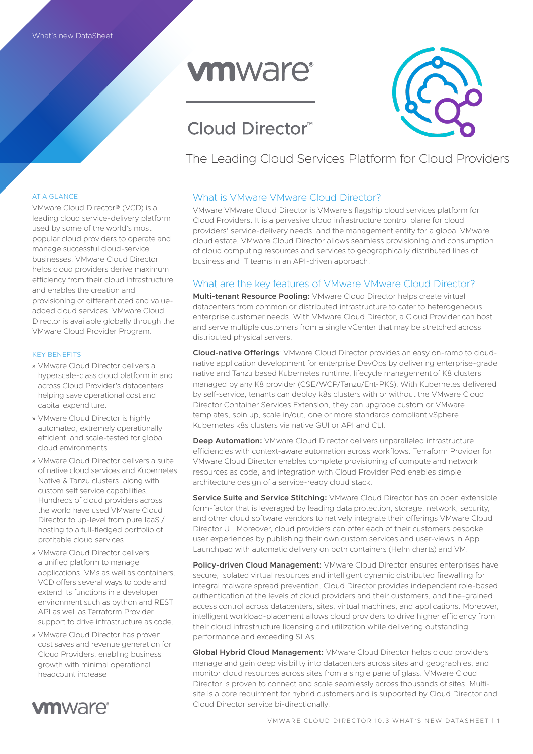What's new DataSheet

# Cloud Director™

The Leading Cloud Services Platform for Cloud Providers

### AT A GLANCE

VMware Cloud Director® (VCD) is a leading cloud service-delivery platform used by some of the world's most popular cloud providers to operate and manage successful cloud-service businesses. VMware Cloud Director helps cloud providers derive maximum efficiency from their cloud infrastructure and enables the creation and provisioning of differentiated and value-added cloud services. VMware Cloud Director is available globally through the VMware Cloud Provider Program.

### KEY BENEFITS

- VMware Cloud Director delivers a hyperscale-class cloud platform in and across Cloud Provider's datacenters helping save operational cost and capital expenditure.
- VMware Cloud Director is highly automated, extremely operationally efficient, and scale-tested for global cloud environments
- VMware Cloud Director delivers a suite of native cloud services and Kubernetes Native & Tanzu clusters, along with custom self service capabilities. Hundreds of cloud providers across the world have used VMware Cloud Director to up-level from pure IaaS / hosting to a full-fledged portfolio of profitable cloud services
- VMware Cloud Director delivers a unified platform to manage applications, VMs as well as containers. VCD offers several ways to code and extend its functions in a developer environment such as python and REST API as well as Terraform Provider support to drive infrastructure as code.
- VMware Cloud Director has proven cost saves and revenue generation for Cloud Providers, enabling business growth with minimal operational headcount increase

## What is VMware VMware Cloud Director?

VMware VMware Cloud Director is VMware's flagship cloud services platform for Cloud Providers. It is a pervasive cloud infrastructure control plane for cloud providers' service-delivery needs, and the management entity for a global VMware cloud estate. VMware Cloud Director allows seamless provisioning and consumption of cloud computing resources and services to geographically distributed lines of business and IT teams in an API-driven approach.

## What are the key features of VMware VMware Cloud Director?

**Multi-tenant Resource Pooling:** VMware Cloud Director helps create virtual datacenters from common or distributed infrastructure to cater to heterogeneous enterprise customer needs. With VMware Cloud Director, a Cloud Provider can host and serve multiple customers from a single vCenter that may be stretched across distributed physical servers.

**Cloud-native Offerings**: VMware Cloud Director provides an easy on-ramp to cloud-native application development for enterprise DevOps by delivering enterprise-grade native and Tanzu based Kubernetes runtime, lifecycle management of K8 clusters managed by any K8 provider (CSE/WCP/Tanzu/Ent-PKS). With Kubernetes delivered by self-service, tenants can deploy k8s clusters with or without the VMware Cloud Director Container Services Extension, they can upgrade custom or VMware templates, spin up, scale in/out, one or more standards compliant vSphere Kubernetes k8s clusters via native GUI or API and CLI.

**Deep Automation:** VMware Cloud Director delivers unparalleled infrastructure efficiencies with context-aware automation across workflows. Terraform Provider for VMware Cloud Director enables complete provisioning of compute and network resources as code, and integration with Cloud Provider Pod enables simple architecture design of a service-ready cloud stack.

**Service Suite and Service Stitching:** VMware Cloud Director has an open extensible form-factor that is leveraged by leading data protection, storage, network, security, and other cloud software vendors to natively integrate their offerings VMware Cloud Director UI. Moreover, cloud providers can offer each of their customers bespoke user experiences by publishing their own custom services and user-views in App Launchpad with automatic delivery on both containers (Helm charts) and VM.

**Policy-driven Cloud Management:** VMware Cloud Director ensures enterprises have secure, isolated virtual resources and intelligent dynamic distributed firewalling for integral malware spread prevention. Cloud Director provides independent role-based authentication at the levels of cloud providers and their customers, and fine-grained access control across datacenters, sites, virtual machines, and applications. Moreover, intelligent workload-placement allows cloud providers to drive higher efficiency from their cloud infrastructure licensing and utilization while delivering outstanding performance and exceeding SLAs.

**Global Hybrid Cloud Management:** VMware Cloud Director helps cloud providers manage and gain deep visibility into datacenters across sites and geographies, and monitor cloud resources across sites from a single pane of glass. VMware Cloud Director is proven to connect and scale seamlessly across thousands of sites. Multi-site is a core requirment for hybrid customers and is supported by Cloud Director and Cloud Director service bi-directionally.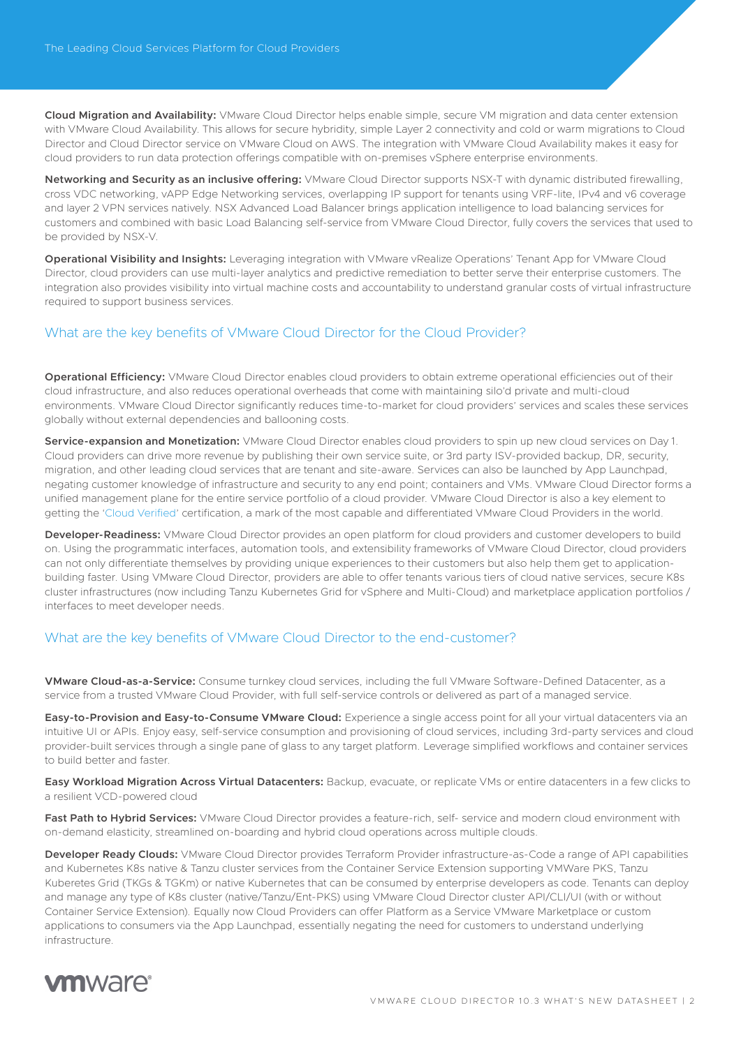**Cloud Migration and Availability:** VMware Cloud Director helps enable simple, secure VM migration and data center extension with VMware Cloud Availability. This allows for secure hybridity, simple Layer 2 connectivity and cold or warm migrations to Cloud Director and Cloud Director service on VMware Cloud on AWS. The integration with VMware Cloud Availability makes it easy for cloud providers to run data protection offerings compatible with on-premises vSphere enterprise environments.

**Networking and Security as an inclusive offering:** VMware Cloud Director supports NSX-T with dynamic distributed firewalling, cross VDC networking, vAPP Edge Networking services, overlapping IP support for tenants using VRF-lite, IPv4 and v6 coverage and layer 2 VPN services natively. NSX Advanced Load Balancer brings application intelligence to load balancing services for customers and combined with basic Load Balancing self-service from VMware Cloud Director, fully covers the services that used to be provided by NSX-V.

**Operational Visibility and Insights:** Leveraging integration with VMware vRealize Operations' Tenant App for VMware Cloud Director, cloud providers can use multi-layer analytics and predictive remediation to better serve their enterprise customers. The integration also provides visibility into virtual machine costs and accountability to understand granular costs of virtual infrastructure required to support business services.

## What are the key benefits of VMware Cloud Director for the Cloud Provider?

**Operational Efficiency:** VMware Cloud Director enables cloud providers to obtain extreme operational efficiencies out of their cloud infrastructure, and also reduces operational overheads that come with maintaining silo'd private and multi-cloud environments. VMware Cloud Director significantly reduces time-to-market for cloud providers' services and scales these services globally without external dependencies and ballooning costs.

**Service-expansion and Monetization:** VMware Cloud Director enables cloud providers to spin up new cloud services on Day 1. Cloud providers can drive more revenue by publishing their own service suite, or 3rd party ISV-provided backup, DR, security, migration, and other leading cloud services that are tenant and site-aware. Services can also be launched by App Launchpad, negating customer knowledge of infrastructure and security to any end point; containers and VMs. VMware Cloud Director forms a unified management plane for the entire service portfolio of a cloud provider. VMware Cloud Director is also a key element to getting the 'Cloud Verified' certification, a mark of the most capable and differentiated VMware Cloud Providers in the world.

**Developer-Readiness:** VMware Cloud Director provides an open platform for cloud providers and customer developers to build on. Using the programmatic interfaces, automation tools, and extensibility frameworks of VMware Cloud Director, cloud providers can not only differentiate themselves by providing unique experiences to their customers but also help them get to application-building faster. Using VMware Cloud Director, providers are able to offer tenants various tiers of cloud native services, secure K8s cluster infrastructures (now including Tanzu Kubernetes Grid for vSphere and Multi-Cloud) and marketplace application portfolios / interfaces to meet developer needs.

## What are the key benefits of VMware Cloud Director to the end-customer?

**VMware Cloud-as-a-Service:** Consume turnkey cloud services, including the full VMware Software-Defined Datacenter, as a service from a trusted VMware Cloud Provider, with full self-service controls or delivered as part of a managed service.

**Easy-to-Provision and Easy-to-Consume VMware Cloud:** Experience a single access point for all your virtual datacenters via an intuitive UI or APIs. Enjoy easy, self-service consumption and provisioning of cloud services, including 3rd-party services and cloud provider-built services through a single pane of glass to any target platform. Leverage simplified workflows and container services to build better and faster.

**Easy Workload Migration Across Virtual Datacenters:** Backup, evacuate, or replicate VMs or entire datacenters in a few clicks to a resilient VCD-powered cloud

**Fast Path to Hybrid Services:** VMware Cloud Director provides a feature-rich, self- service and modern cloud environment with on-demand elasticity, streamlined on-boarding and hybrid cloud operations across multiple clouds.

**Developer Ready Clouds:** VMware Cloud Director provides Terraform Provider infrastructure-as-Code a range of API capabilities and Kubernetes K8s native & Tanzu cluster services from the Container Service Extension supporting VMWare PKS, Tanzu Kuberetes Grid (TKGs & TGKm) or native Kubernetes that can be consumed by enterprise developers as code. Tenants can deploy and manage any type of K8s cluster (native/Tanzu/Ent-PKS) using VMware Cloud Director cluster API/CLI/UI (with or without Container Service Extension). Equally now Cloud Providers can offer Platform as a Service VMware Marketplace or custom applications to consumers via the App Launchpad, essentially negating the need for customers to understand underlying infrastructure.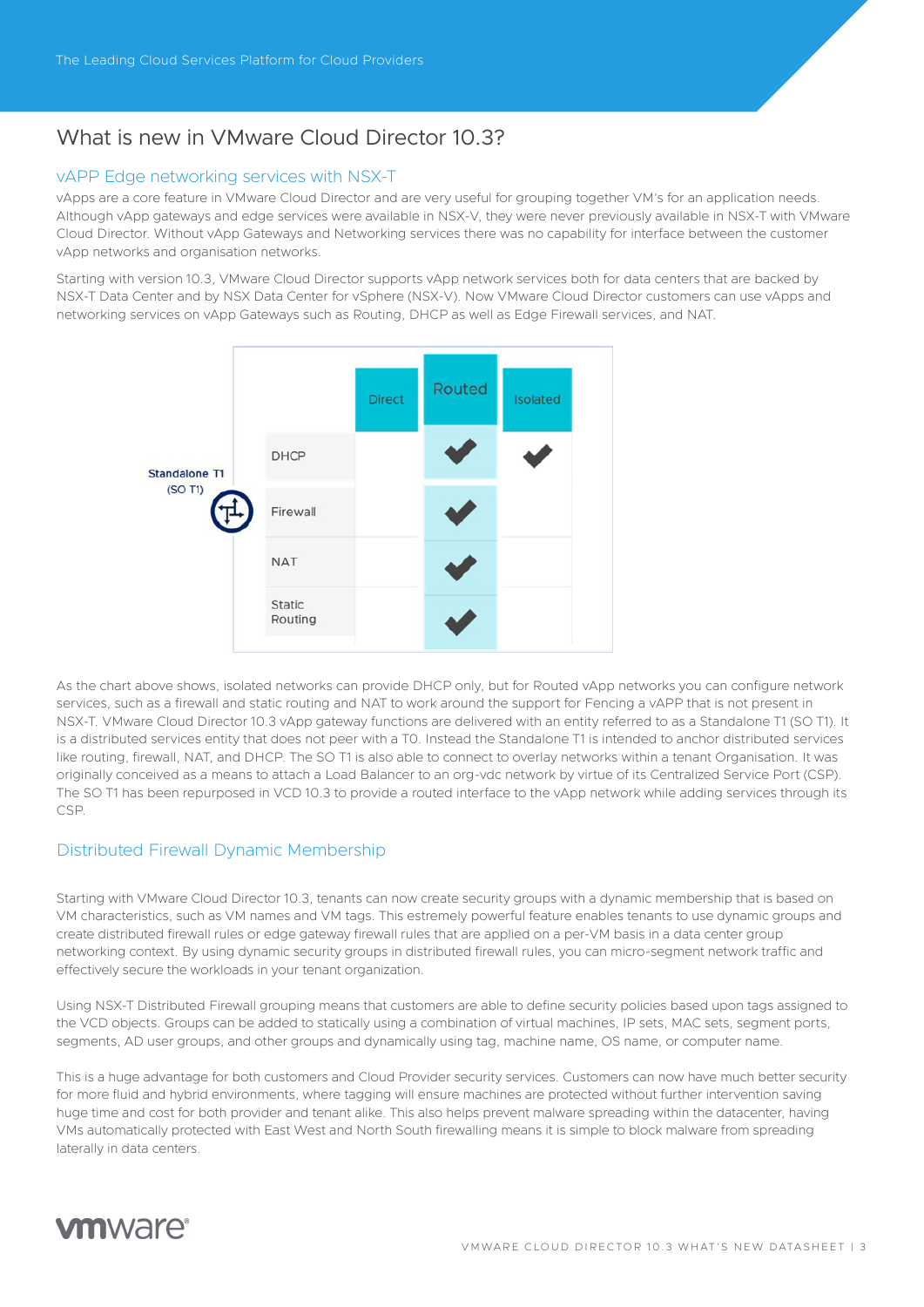## What is new in VMware Cloud Director 10.3?

### vAPP Edge networking services with NSX-T

vApps are a core feature in VMware Cloud Director and are very useful for grouping together VM's for an application needs. Although vApp gateways and edge services were available in NSX-V, they were never previously available in NSX-T with VMware Cloud Director. Without vApp Gateways and Networking services there was no capability for interface between the customer vApp networks and organisation networks.

Starting with version 10.3, VMware Cloud Director supports vApp network services both for data centers that are backed by NSX-T Data Center and by NSX Data Center for vSphere (NSX-V). Now VMware Cloud Director customers can use vApps and networking services on vApp Gateways such as Routing, DHCP as well as Edge Firewall services, and NAT.

Standalone T1 (SO T1)

| | Direct | Routed | Isolated |
|---|---|---|---|
| DHCP | | ✔ | ✔ |
| Firewall | | ✔ | |
| NAT | | ✔ | |
| Static Routing | | ✔ | |

As the chart above shows, isolated networks can provide DHCP only, but for Routed vApp networks you can configure network services, such as a firewall and static routing and NAT to work around the support for Fencing a vAPP that is not present in NSX-T. VMware Cloud Director 10.3 vApp gateway functions are delivered with an entity referred to as a Standalone T1 (SO T1). It is a distributed services entity that does not peer with a T0. Instead the Standalone T1 is intended to anchor distributed services like routing, firewall, NAT, and DHCP. The SO T1 is also able to connect to overlay networks within a tenant Organisation. It was originally conceived as a means to attach a Load Balancer to an org-vdc network by virtue of its Centralized Service Port (CSP). The SO T1 has been repurposed in VCD 10.3 to provide a routed interface to the vApp network while adding services through its CSP.

### Distributed Firewall Dynamic Membership

Starting with VMware Cloud Director 10.3, tenants can now create security groups with a dynamic membership that is based on VM characteristics, such as VM names and VM tags. This estremely powerful feature enables tenants to use dynamic groups and create distributed firewall rules or edge gateway firewall rules that are applied on a per-VM basis in a data center group networking context. By using dynamic security groups in distributed firewall rules, you can micro-segment network traffic and effectively secure the workloads in your tenant organization.

Using NSX-T Distributed Firewall grouping means that customers are able to define security policies based upon tags assigned to the VCD objects. Groups can be added to statically using a combination of virtual machines, IP sets, MAC sets, segment ports, segments, AD user groups, and other groups and dynamically using tag, machine name, OS name, or computer name.

This is a huge advantage for both customers and Cloud Provider security services. Customers can now have much better security for more fluid and hybrid environments, where tagging will ensure machines are protected without further intervention saving huge time and cost for both provider and tenant alike. This also helps prevent malware spreading within the datacenter, having VMs automatically protected with East West and North South firewalling means it is simple to block malware from spreading laterally in data centers.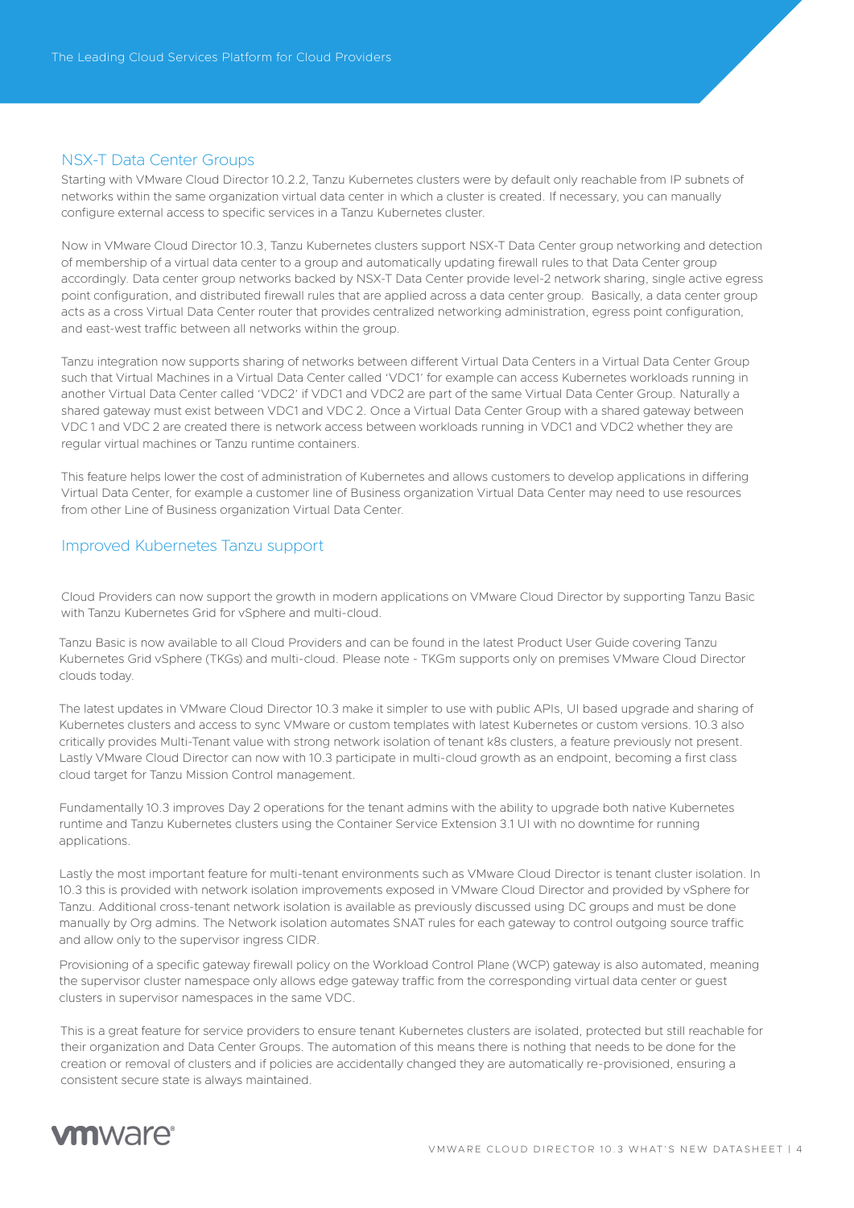## NSX-T Data Center Groups

Starting with VMware Cloud Director 10.2.2, Tanzu Kubernetes clusters were by default only reachable from IP subnets of networks within the same organization virtual data center in which a cluster is created. If necessary, you can manually configure external access to specific services in a Tanzu Kubernetes cluster.

Now in VMware Cloud Director 10.3, Tanzu Kubernetes clusters support NSX-T Data Center group networking and detection of membership of a virtual data center to a group and automatically updating firewall rules to that Data Center group accordingly. Data center group networks backed by NSX-T Data Center provide level-2 network sharing, single active egress point configuration, and distributed firewall rules that are applied across a data center group. Basically, a data center group acts as a cross Virtual Data Center router that provides centralized networking administration, egress point configuration, and east-west traffic between all networks within the group.

Tanzu integration now supports sharing of networks between different Virtual Data Centers in a Virtual Data Center Group such that Virtual Machines in a Virtual Data Center called 'VDC1' for example can access Kubernetes workloads running in another Virtual Data Center called 'VDC2' if VDC1 and VDC2 are part of the same Virtual Data Center Group. Naturally a shared gateway must exist between VDC1 and VDC 2. Once a Virtual Data Center Group with a shared gateway between VDC 1 and VDC 2 are created there is network access between workloads running in VDC1 and VDC2 whether they are regular virtual machines or Tanzu runtime containers.

This feature helps lower the cost of administration of Kubernetes and allows customers to develop applications in differing Virtual Data Center, for example a customer line of Business organization Virtual Data Center may need to use resources from other Line of Business organization Virtual Data Center.

## Improved Kubernetes Tanzu support

Cloud Providers can now support the growth in modern applications on VMware Cloud Director by supporting Tanzu Basic with Tanzu Kubernetes Grid for vSphere and multi-cloud.

Tanzu Basic is now available to all Cloud Providers and can be found in the latest Product User Guide covering Tanzu Kubernetes Grid vSphere (TKGs) and multi-cloud. Please note - TKGm supports only on premises VMware Cloud Director clouds today.

The latest updates in VMware Cloud Director 10.3 make it simpler to use with public APIs, UI based upgrade and sharing of Kubernetes clusters and access to sync VMware or custom templates with latest Kubernetes or custom versions. 10.3 also critically provides Multi-Tenant value with strong network isolation of tenant k8s clusters, a feature previously not present. Lastly VMware Cloud Director can now with 10.3 participate in multi-cloud growth as an endpoint, becoming a first class cloud target for Tanzu Mission Control management.

Fundamentally 10.3 improves Day 2 operations for the tenant admins with the ability to upgrade both native Kubernetes runtime and Tanzu Kubernetes clusters using the Container Service Extension 3.1 UI with no downtime for running applications.

Lastly the most important feature for multi-tenant environments such as VMware Cloud Director is tenant cluster isolation. In 10.3 this is provided with network isolation improvements exposed in VMware Cloud Director and provided by vSphere for Tanzu. Additional cross-tenant network isolation is available as previously discussed using DC groups and must be done manually by Org admins. The Network isolation automates SNAT rules for each gateway to control outgoing source traffic and allow only to the supervisor ingress CIDR.

Provisioning of a specific gateway firewall policy on the Workload Control Plane (WCP) gateway is also automated, meaning the supervisor cluster namespace only allows edge gateway traffic from the corresponding virtual data center or guest clusters in supervisor namespaces in the same VDC.

This is a great feature for service providers to ensure tenant Kubernetes clusters are isolated, protected but still reachable for their organization and Data Center Groups. The automation of this means there is nothing that needs to be done for the creation or removal of clusters and if policies are accidentally changed they are automatically re-provisioned, ensuring a consistent secure state is always maintained.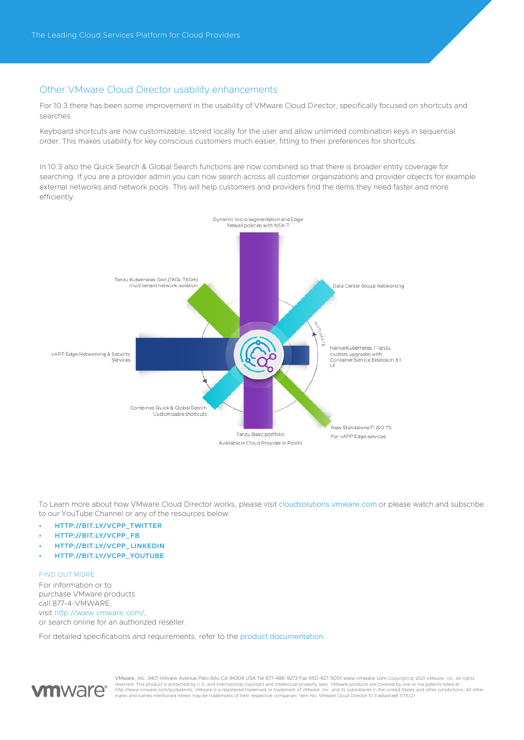## Other VMware Cloud Director usability enhancements

For 10.3 there has been some improvement in the usability of VMware Cloud Director, specifically focused on shortcuts and searches.

Keyboard shortcuts are now customizable, stored locally for the user and allow unlimited combination keys in sequential order. This makes usability for key conscious customers much easier, fitting to their preferences for shortcuts.

In 10.3 also the Quick Search & Global Search functions are now combined so that there is broader entity coverage for searching. If you are a provider admin you can now search across all customer organizations and provider objects for example external networks and network pools. This will help customers and providers find the items they need faster and more efficiently.

Dynamic micro segmentation and Edge firewall policies with NSX-T

Data Center Group Networking

AUTOMATE

Native Kubernetes / Tanzu clusters upgrades with Container Service Extension 3.1 UI

New Standalone T1 (SO T1) For vAPP Edge services

Tanzu Basic portfolio Available in Cloud Provider in Points

Combined Quick & Global Search Customizable shortcuts

vAPP Edge Networking & Security Services

Tanzu Kubernetes Grid (TKGs, TKGm) multi tenant network isolation

To Learn more about how VMware Cloud Director works, please visit cloudsolutions.vmware.com or please watch and subscribe to our YouTube Channel or any of the resources below:

- HTTP://BIT.LY/VCPP_TWITTER
- HTTP://BIT.LY/VCPP_FB
- HTTP://BIT.LY/VCPP_LINKEDIN
- HTTP://BIT.LY/VCPP_YOUTUBE

FIND OUT MORE

For information or to purchase VMware products call 877-4-VMWARE, visit http://www.vmware.com/, or search online for an authorized reseller.

For detailed specifications and requirements, refer to the product documentation.

VMware, Inc. 3401 Hillview Avenue Palo Alto CA 94304 USA Tel 877-486-9273 Fax 650-427-5001 www.vmware.com Copyright © 2021 VMware, Inc. All rights reserved. This product is protected by U.S. and international copyright and intellectual property laws. VMware products are covered by one or me patents listed at http://www.vmware.com/go/patents. VMware is a registered trademark or trademark of VMware, Inc. and its subsidiaries in the United States and other jurisdictions. All other marks and names mentioned herein may be trademarks of their respective companies. Item No: VMware Cloud Director 10.3 datasheet 7/15/21